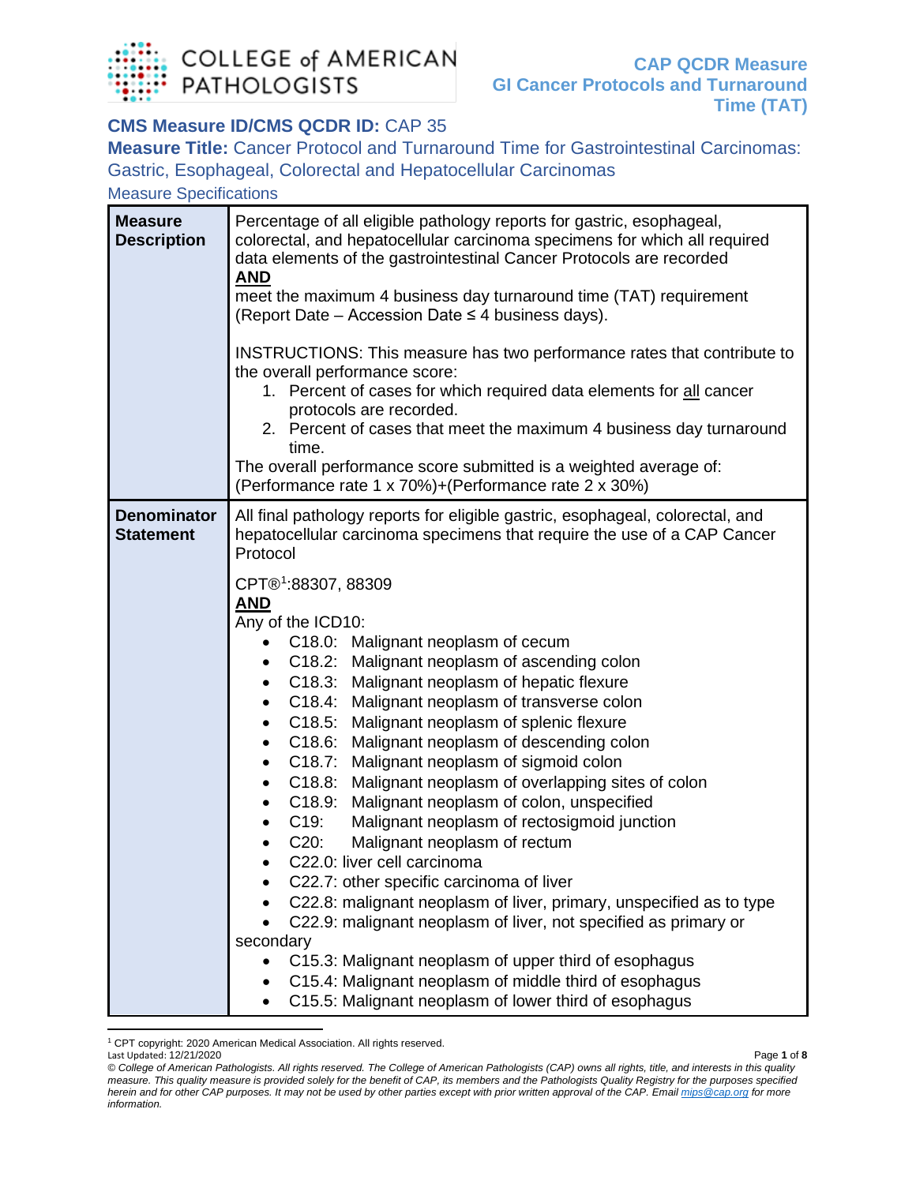# CAP QCDR Measure GI Cancer Protocols and Turnaround Time (TAT)

**CMS Measure ID/CMS QCDR ID:** CAP 35

**Measure Title:** Cancer Protocol and Turnaround Time for Gastrointestinal Carcinomas: Gastric, Esophageal, Colorectal and Hepatocellular Carcinomas

Measure Specifications

| | |
|---|---|
| **Measure Description** | Percentage of all eligible pathology reports for gastric, esophageal, colorectal, and hepatocellular carcinoma specimens for which all required data elements of the gastrointestinal Cancer Protocols are recorded<br>**AND**<br>meet the maximum 4 business day turnaround time (TAT) requirement (Report Date – Accession Date ≤ 4 business days).<br><br>INSTRUCTIONS: This measure has two performance rates that contribute to the overall performance score:<br>1. Percent of cases for which required data elements for all cancer protocols are recorded.<br>2. Percent of cases that meet the maximum 4 business day turnaround time.<br>The overall performance score submitted is a weighted average of: (Performance rate 1 x 70%)+(Performance rate 2 x 30%) |
| **Denominator Statement** | All final pathology reports for eligible gastric, esophageal, colorectal, and hepatocellular carcinoma specimens that require the use of a CAP Cancer Protocol<br><br>CPT®[1]:88307, 88309<br>**AND**<br>Any of the ICD10:<br>• C18.0: Malignant neoplasm of cecum<br>• C18.2: Malignant neoplasm of ascending colon<br>• C18.3: Malignant neoplasm of hepatic flexure<br>• C18.4: Malignant neoplasm of transverse colon<br>• C18.5: Malignant neoplasm of splenic flexure<br>• C18.6: Malignant neoplasm of descending colon<br>• C18.7: Malignant neoplasm of sigmoid colon<br>• C18.8: Malignant neoplasm of overlapping sites of colon<br>• C18.9: Malignant neoplasm of colon, unspecified<br>• C19: Malignant neoplasm of rectosigmoid junction<br>• C20: Malignant neoplasm of rectum<br>• C22.0: liver cell carcinoma<br>• C22.7: other specific carcinoma of liver<br>• C22.8: malignant neoplasm of liver, primary, unspecified as to type<br>• C22.9: malignant neoplasm of liver, not specified as primary or secondary<br>• C15.3: Malignant neoplasm of upper third of esophagus<br>• C15.4: Malignant neoplasm of middle third of esophagus<br>• C15.5: Malignant neoplasm of lower third of esophagus |

[1] CPT copyright: 2020 American Medical Association. All rights reserved.

Last Updated: 12/21/2020

*© College of American Pathologists. All rights reserved. The College of American Pathologists (CAP) owns all rights, title, and interests in this quality measure. This quality measure is provided solely for the benefit of CAP, its members and the Pathologists Quality Registry for the purposes specified herein and for other CAP purposes. It may not be used by other parties except with prior written approval of the CAP. Email mips@cap.org for more information.*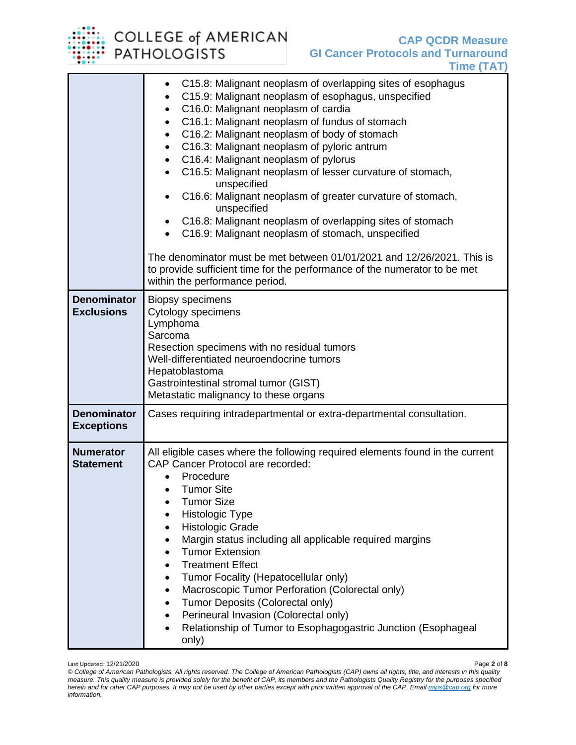| | |
|---|---|
| | • C15.8: Malignant neoplasm of overlapping sites of esophagus<br>• C15.9: Malignant neoplasm of esophagus, unspecified<br>• C16.0: Malignant neoplasm of cardia<br>• C16.1: Malignant neoplasm of fundus of stomach<br>• C16.2: Malignant neoplasm of body of stomach<br>• C16.3: Malignant neoplasm of pyloric antrum<br>• C16.4: Malignant neoplasm of pylorus<br>• C16.5: Malignant neoplasm of lesser curvature of stomach, unspecified<br>• C16.6: Malignant neoplasm of greater curvature of stomach, unspecified<br>• C16.8: Malignant neoplasm of overlapping sites of stomach<br>• C16.9: Malignant neoplasm of stomach, unspecified<br><br>The denominator must be met between 01/01/2021 and 12/26/2021. This is to provide sufficient time for the performance of the numerator to be met within the performance period. |
| **Denominator Exclusions** | Biopsy specimens<br>Cytology specimens<br>Lymphoma<br>Sarcoma<br>Resection specimens with no residual tumors<br>Well-differentiated neuroendocrine tumors<br>Hepatoblastoma<br>Gastrointestinal stromal tumor (GIST)<br>Metastatic malignancy to these organs |
| **Denominator Exceptions** | Cases requiring intradepartmental or extra-departmental consultation. |
| **Numerator Statement** | All eligible cases where the following required elements found in the current CAP Cancer Protocol are recorded:<br>• Procedure<br>• Tumor Site<br>• Tumor Size<br>• Histologic Type<br>• Histologic Grade<br>• Margin status including all applicable required margins<br>• Tumor Extension<br>• Treatment Effect<br>• Tumor Focality (Hepatocellular only)<br>• Macroscopic Tumor Perforation (Colorectal only)<br>• Tumor Deposits (Colorectal only)<br>• Perineural Invasion (Colorectal only)<br>• Relationship of Tumor to Esophagogastric Junction (Esophageal only) |

Last Updated: 12/21/2020

*© College of American Pathologists. All rights reserved. The College of American Pathologists (CAP) owns all rights, title, and interests in this quality measure. This quality measure is provided solely for the benefit of CAP, its members and the Pathologists Quality Registry for the purposes specified herein and for other CAP purposes. It may not be used by other parties except with prior written approval of the CAP. Email mips@cap.org for more information.*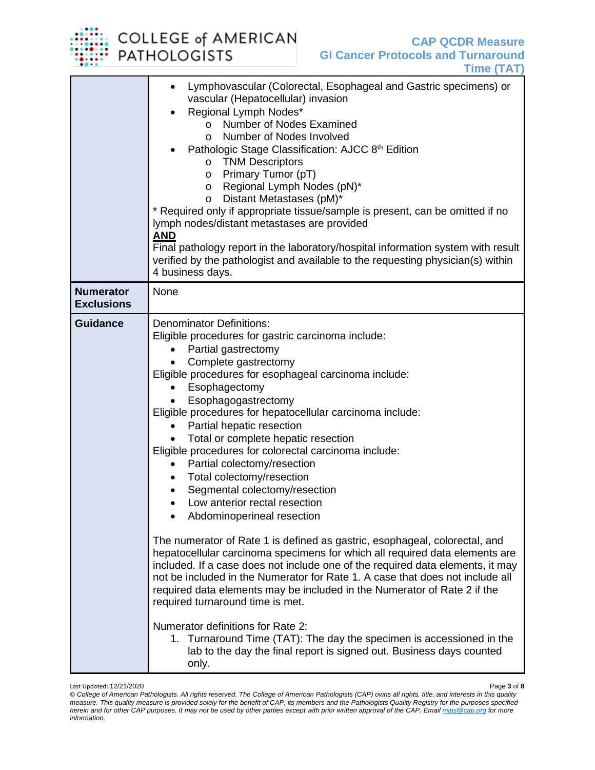| | |
|---|---|
| | • Lymphovascular (Colorectal, Esophageal and Gastric specimens) or vascular (Hepatocellular) invasion<br>• Regional Lymph Nodes*<br>  o Number of Nodes Examined<br>  o Number of Nodes Involved<br>• Pathologic Stage Classification: AJCC 8th Edition<br>  o TNM Descriptors<br>  o Primary Tumor (pT)<br>  o Regional Lymph Nodes (pN)*<br>  o Distant Metastases (pM)*<br>* Required only if appropriate tissue/sample is present, can be omitted if no lymph nodes/distant metastases are provided<br>**AND**<br>Final pathology report in the laboratory/hospital information system with result verified by the pathologist and available to the requesting physician(s) within 4 business days. |
| **Numerator Exclusions** | None |
| **Guidance** | Denominator Definitions:<br>Eligible procedures for gastric carcinoma include:<br>• Partial gastrectomy<br>• Complete gastrectomy<br>Eligible procedures for esophageal carcinoma include:<br>• Esophagectomy<br>• Esophagogastrectomy<br>Eligible procedures for hepatocellular carcinoma include:<br>• Partial hepatic resection<br>• Total or complete hepatic resection<br>Eligible procedures for colorectal carcinoma include:<br>• Partial colectomy/resection<br>• Total colectomy/resection<br>• Segmental colectomy/resection<br>• Low anterior rectal resection<br>• Abdominoperineal resection<br><br>The numerator of Rate 1 is defined as gastric, esophageal, colorectal, and hepatocellular carcinoma specimens for which all required data elements are included. If a case does not include one of the required data elements, it may not be included in the Numerator for Rate 1. A case that does not include all required data elements may be included in the Numerator of Rate 2 if the required turnaround time is met.<br><br>Numerator definitions for Rate 2:<br>1. Turnaround Time (TAT): The day the specimen is accessioned in the lab to the day the final report is signed out. Business days counted only. |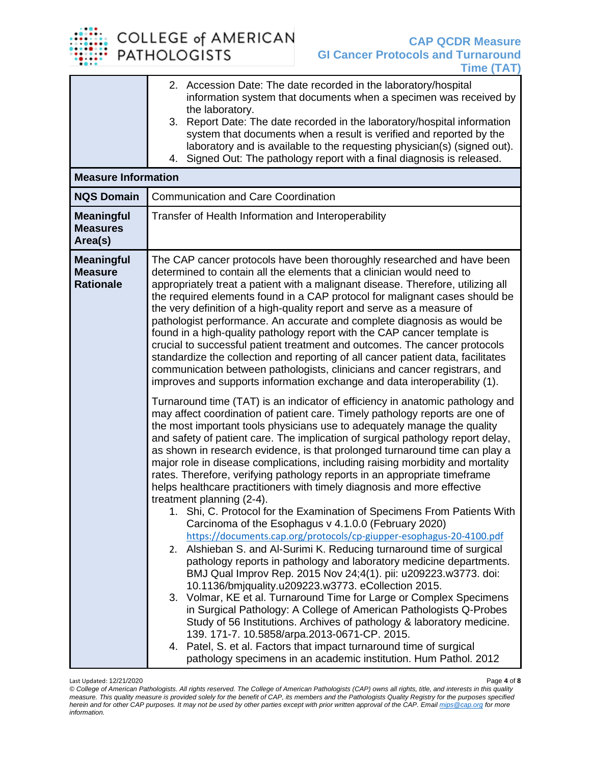| | |
|---|---|
| | 2. Accession Date: The date recorded in the laboratory/hospital information system that documents when a specimen was received by the laboratory.<br>3. Report Date: The date recorded in the laboratory/hospital information system that documents when a result is verified and reported by the laboratory and is available to the requesting physician(s) (signed out).<br>4. Signed Out: The pathology report with a final diagnosis is released. |
| **Measure Information** | |
| **NQS Domain** | Communication and Care Coordination |
| **Meaningful Measures Area(s)** | Transfer of Health Information and Interoperability |
| **Meaningful Measure Rationale** | The CAP cancer protocols have been thoroughly researched and have been determined to contain all the elements that a clinician would need to appropriately treat a patient with a malignant disease. Therefore, utilizing all the required elements found in a CAP protocol for malignant cases should be the very definition of a high-quality report and serve as a measure of pathologist performance. An accurate and complete diagnosis as would be found in a high-quality pathology report with the CAP cancer template is crucial to successful patient treatment and outcomes. The cancer protocols standardize the collection and reporting of all cancer patient data, facilitates communication between pathologists, clinicians and cancer registrars, and improves and supports information exchange and data interoperability (1).<br><br>Turnaround time (TAT) is an indicator of efficiency in anatomic pathology and may affect coordination of patient care. Timely pathology reports are one of the most important tools physicians use to adequately manage the quality and safety of patient care. The implication of surgical pathology report delay, as shown in research evidence, is that prolonged turnaround time can play a major role in disease complications, including raising morbidity and mortality rates. Therefore, verifying pathology reports in an appropriate timeframe helps healthcare practitioners with timely diagnosis and more effective treatment planning (2-4).<br>1. Shi, C. Protocol for the Examination of Specimens From Patients With Carcinoma of the Esophagus v 4.1.0.0 (February 2020) https://documents.cap.org/protocols/cp-giupper-esophagus-20-4100.pdf<br>2. Alshieban S. and Al-Surimi K. Reducing turnaround time of surgical pathology reports in pathology and laboratory medicine departments. BMJ Qual Improv Rep. 2015 Nov 24;4(1). pii: u209223.w3773. doi: 10.1136/bmjquality.u209223.w3773. eCollection 2015.<br>3. Volmar, KE et al. Turnaround Time for Large or Complex Specimens in Surgical Pathology: A College of American Pathologists Q-Probes Study of 56 Institutions. Archives of pathology & laboratory medicine. 139. 171-7. 10.5858/arpa.2013-0671-CP. 2015.<br>4. Patel, S. et al. Factors that impact turnaround time of surgical pathology specimens in an academic institution. Hum Pathol. 2012 |

Last Updated: 12/21/2020

*© College of American Pathologists. All rights reserved. The College of American Pathologists (CAP) owns all rights, title, and interests in this quality measure. This quality measure is provided solely for the benefit of CAP, its members and the Pathologists Quality Registry for the purposes specified herein and for other CAP purposes. It may not be used by other parties except with prior written approval of the CAP. Email mips@cap.org for more information.*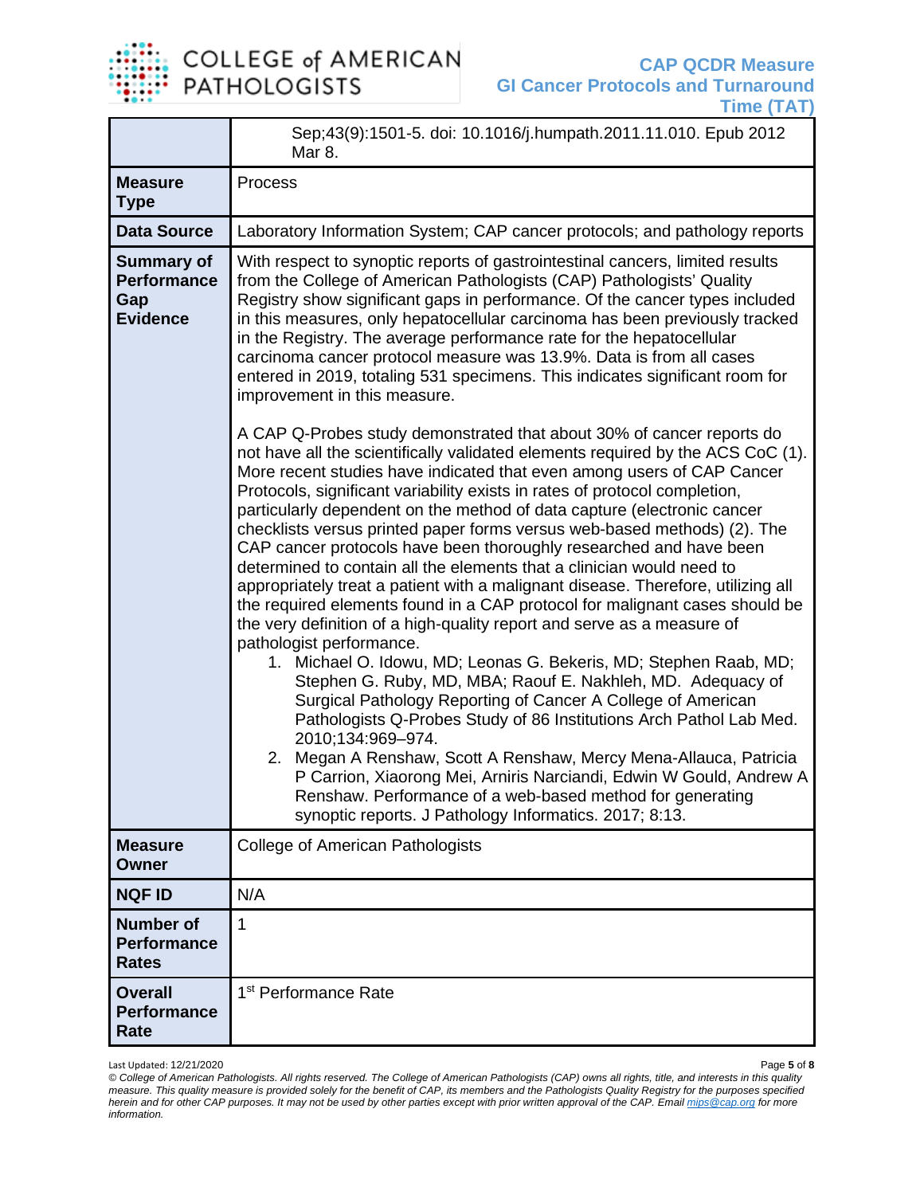| | |
|---|---|
| | Sep;43(9):1501-5. doi: 10.1016/j.humpath.2011.11.010. Epub 2012 Mar 8. |
| **Measure Type** | Process |
| **Data Source** | Laboratory Information System; CAP cancer protocols; and pathology reports |
| **Summary of Performance Gap Evidence** | With respect to synoptic reports of gastrointestinal cancers, limited results from the College of American Pathologists (CAP) Pathologists' Quality Registry show significant gaps in performance. Of the cancer types included in this measures, only hepatocellular carcinoma has been previously tracked in the Registry. The average performance rate for the hepatocellular carcinoma cancer protocol measure was 13.9%. Data is from all cases entered in 2019, totaling 531 specimens. This indicates significant room for improvement in this measure.<br><br>A CAP Q-Probes study demonstrated that about 30% of cancer reports do not have all the scientifically validated elements required by the ACS CoC (1). More recent studies have indicated that even among users of CAP Cancer Protocols, significant variability exists in rates of protocol completion, particularly dependent on the method of data capture (electronic cancer checklists versus printed paper forms versus web-based methods) (2). The CAP cancer protocols have been thoroughly researched and have been determined to contain all the elements that a clinician would need to appropriately treat a patient with a malignant disease. Therefore, utilizing all the required elements found in a CAP protocol for malignant cases should be the very definition of a high-quality report and serve as a measure of pathologist performance.<br>1. Michael O. Idowu, MD; Leonas G. Bekeris, MD; Stephen Raab, MD; Stephen G. Ruby, MD, MBA; Raouf E. Nakhleh, MD. Adequacy of Surgical Pathology Reporting of Cancer A College of American Pathologists Q-Probes Study of 86 Institutions Arch Pathol Lab Med. 2010;134:969–974.<br>2. Megan A Renshaw, Scott A Renshaw, Mercy Mena-Allauca, Patricia P Carrion, Xiaorong Mei, Arniris Narciandi, Edwin W Gould, Andrew A Renshaw. Performance of a web-based method for generating synoptic reports. J Pathology Informatics. 2017; 8:13. |
| **Measure Owner** | College of American Pathologists |
| **NQF ID** | N/A |
| **Number of Performance Rates** | 1 |
| **Overall Performance Rate** | 1st Performance Rate |

Last Updated: 12/21/2020

*© College of American Pathologists. All rights reserved. The College of American Pathologists (CAP) owns all rights, title, and interests in this quality measure. This quality measure is provided solely for the benefit of CAP, its members and the Pathologists Quality Registry for the purposes specified herein and for other CAP purposes. It may not be used by other parties except with prior written approval of the CAP. Email mips@cap.org for more information.*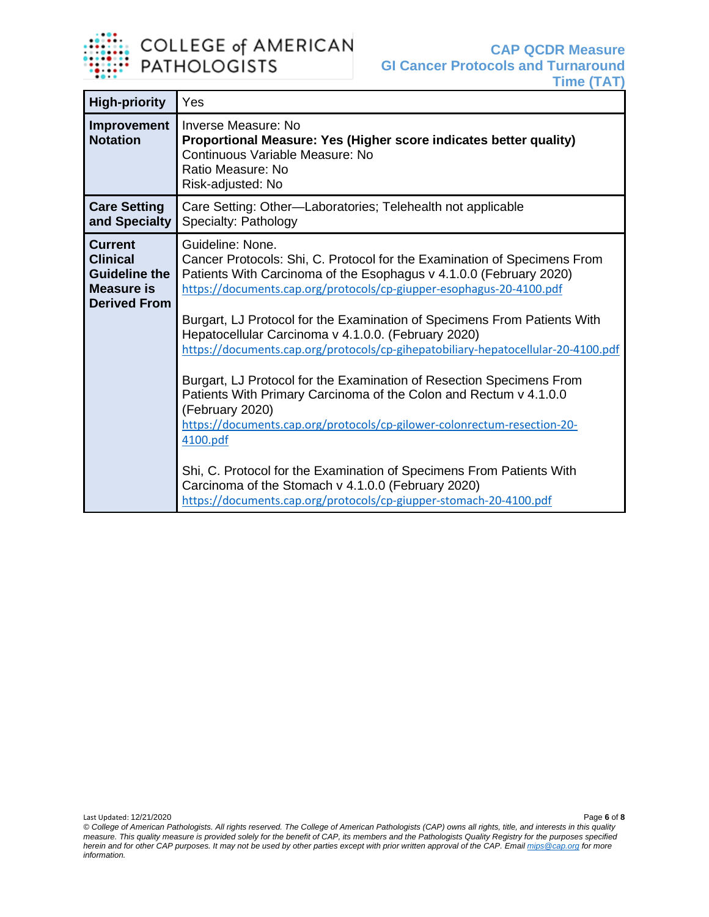| | |
|---|---|
| **High-priority** | Yes |
| **Improvement Notation** | Inverse Measure: No<br>**Proportional Measure: Yes (Higher score indicates better quality)**<br>Continuous Variable Measure: No<br>Ratio Measure: No<br>Risk-adjusted: No |
| **Care Setting and Specialty** | Care Setting: Other—Laboratories; Telehealth not applicable<br>Specialty: Pathology |
| **Current Clinical Guideline the Measure is Derived From** | Guideline: None.<br>Cancer Protocols: Shi, C. Protocol for the Examination of Specimens From Patients With Carcinoma of the Esophagus v 4.1.0.0 (February 2020)<br>https://documents.cap.org/protocols/cp-giupper-esophagus-20-4100.pdf<br><br>Burgart, LJ Protocol for the Examination of Specimens From Patients With Hepatocellular Carcinoma v 4.1.0.0. (February 2020)<br>https://documents.cap.org/protocols/cp-gihepatobiliary-hepatocellular-20-4100.pdf<br><br>Burgart, LJ Protocol for the Examination of Resection Specimens From Patients With Primary Carcinoma of the Colon and Rectum v 4.1.0.0 (February 2020)<br>https://documents.cap.org/protocols/cp-gilower-colonrectum-resection-20-4100.pdf<br><br>Shi, C. Protocol for the Examination of Specimens From Patients With Carcinoma of the Stomach v 4.1.0.0 (February 2020)<br>https://documents.cap.org/protocols/cp-giupper-stomach-20-4100.pdf |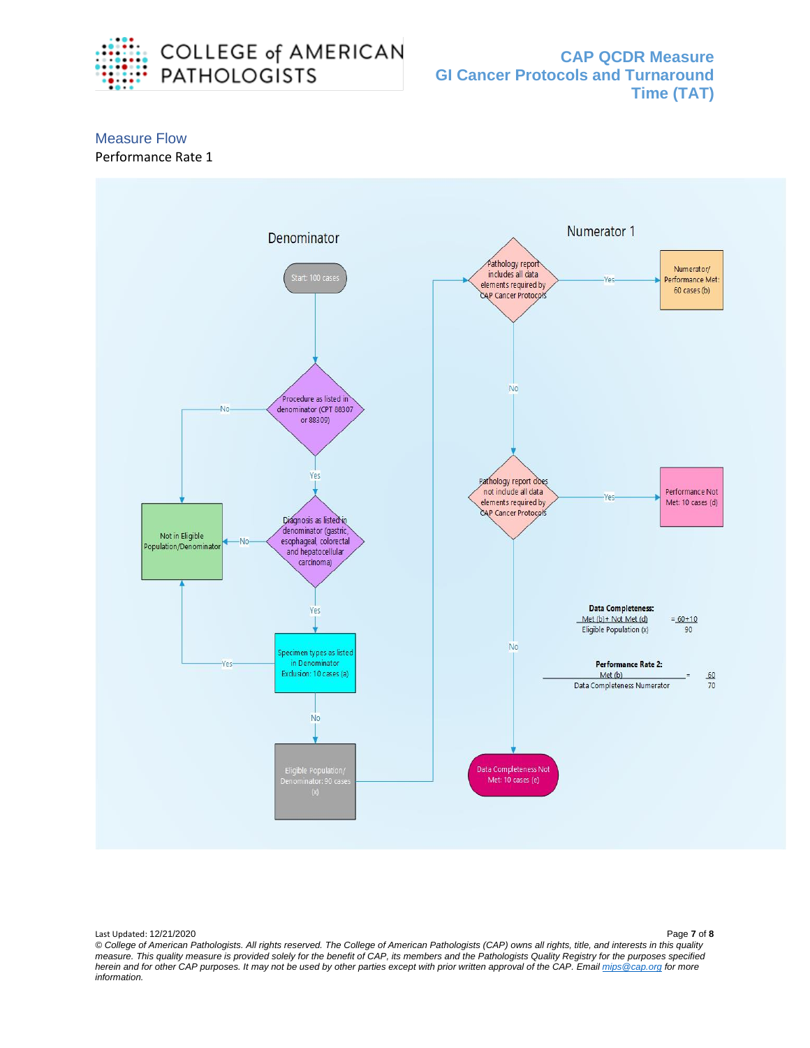## Measure Flow

Performance Rate 1

Denominator

Start: 100 cases

Procedure as listed in denominator (CPT 88307 or 88309)

No → Not in Eligible Population/Denominator

Yes

Diagnosis as listed in denominator (gastric, esophageal, colorectal and hepatocellular carcinoma)

No → Not in Eligible Population/Denominator

Yes

Specimen types as listed in Denominator Exclusion: 10 cases (a)

Yes → Not in Eligible Population/Denominator

No

Eligible Population/ Denominator: 90 cases (x)

Numerator 1

Pathology report includes all data elements required by CAP Cancer Protocols

Yes → Numerator/ Performance Met: 60 cases (b)

No

Pathology report does not include all data elements required by CAP Cancer Protocols

Yes → Performance Not Met: 10 cases (d)

No

Data Completeness Not Met: 10 cases (e)

**Data Completeness:**

$$\frac{\text{Met (b)} + \text{Not Met (d)}}{\text{Eligible Population (x)}} = \frac{60+10}{90}$$

**Performance Rate 2:**

$$\frac{\text{Met (b)}}{\text{Data Completeness Numerator}} = \frac{60}{70}$$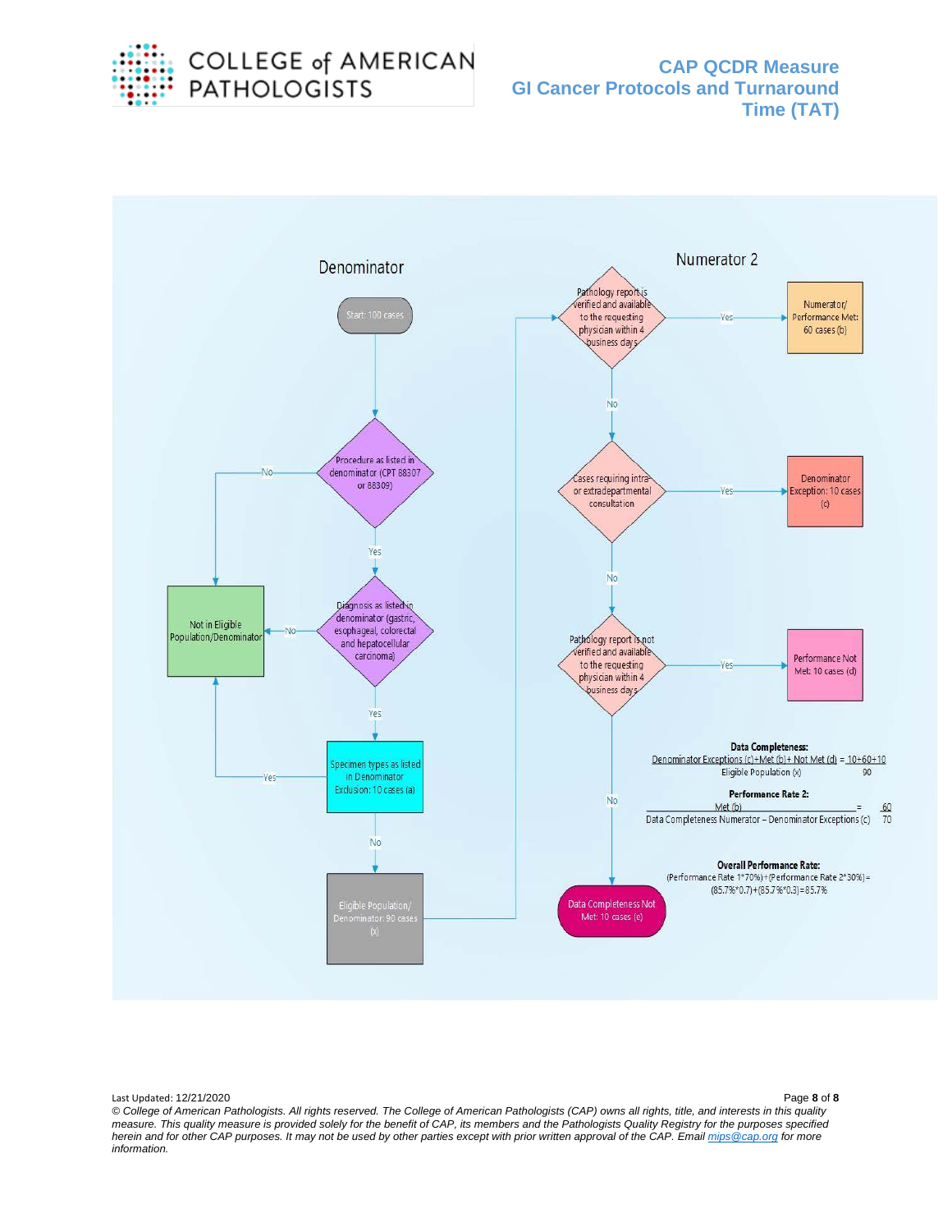Denominator

Start: 100 cases

Procedure as listed in denominator (CPT 88307 or 88309)

No

Yes

Not in Eligible Population/Denominator

Diagnosis as listed in denominator (gastric, esophageal, colorectal and hepatocellular carcinoma)

No

Yes

Specimen types as listed in Denominator Exclusion: 10 cases (a)

Yes

No

Eligible Population/ Denominator: 90 cases (x)

Numerator 2

Pathology report is verified and available to the requesting physician within 4 business days

Yes

Numerator/ Performance Met: 60 cases (b)

No

Cases requiring intra- or extradepartmental consultation

Yes

Denominator Exception: 10 cases (c)

No

Pathology report is not verified and available to the requesting physician within 4 business days

Yes

Performance Not Met: 10 cases (d)

No

Data Completeness Not Met: 10 cases (e)

**Data Completeness:**

$$\frac{\text{Denominator Exceptions (c)} + \text{Met (b)} + \text{Not Met (d)}}{\text{Eligible Population (x)}} = \frac{10+60+10}{90}$$

**Performance Rate 2:**

$$\frac{\text{Met (b)}}{\text{Data Completeness Numerator} - \text{Denominator Exceptions (c)}} = \frac{60}{70}$$

**Overall Performance Rate:**

(Performance Rate 1*70%)+(Performance Rate 2*30%) = (85.7%*0.7)+(85.7%*0.3)=85.7%

Last Updated: 12/21/2020

*© College of American Pathologists. All rights reserved. The College of American Pathologists (CAP) owns all rights, title, and interests in this quality measure. This quality measure is provided solely for the benefit of CAP, its members and the Pathologists Quality Registry for the purposes specified herein and for other CAP purposes. It may not be used by other parties except with prior written approval of the CAP. Email mips@cap.org for more information.*